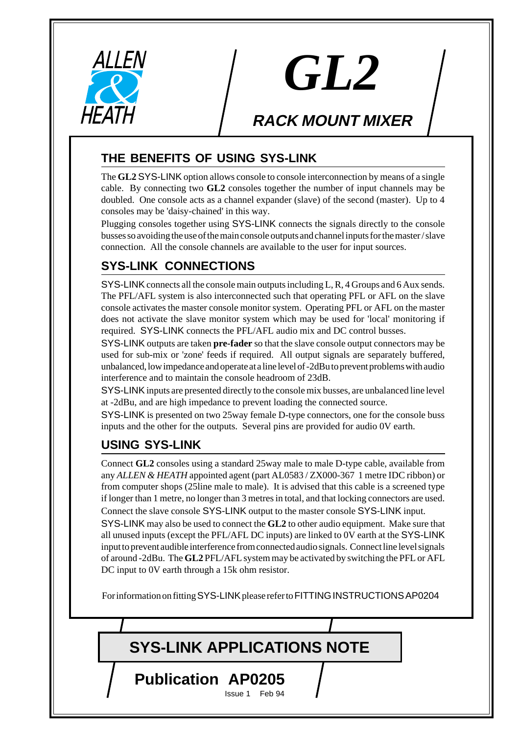ALLEN & HEATH

# GL2

## RACK MOUNT MIXER

## THE BENEFITS OF USING SYS-LINK

The **GL2** SYS-LINK option allows console to console interconnection by means of a single cable. By connecting two **GL2** consoles together the number of input channels may be doubled. One console acts as a channel expander (slave) of the second (master). Up to 4 consoles may be 'daisy-chained' in this way.

Plugging consoles together using SYS-LINK connects the signals directly to the console busses so avoiding the use of the main console outputs and channel inputs for the master / slave connection. All the console channels are available to the user for input sources.

## SYS-LINK CONNECTIONS

SYS-LINK connects all the console main outputs including L, R, 4 Groups and 6 Aux sends. The PFL/AFL system is also interconnected such that operating PFL or AFL on the slave console activates the master console monitor system. Operating PFL or AFL on the master does not activate the slave monitor system which may be used for 'local' monitoring if required. SYS-LINK connects the PFL/AFL audio mix and DC control busses.

SYS-LINK outputs are taken **pre-fader** so that the slave console output connectors may be used for sub-mix or 'zone' feeds if required. All output signals are separately buffered, unbalanced, low impedance and operate at a line level of -2dBu to prevent problems with audio interference and to maintain the console headroom of 23dB.

SYS-LINK inputs are presented directly to the console mix busses, are unbalanced line level at -2dBu, and are high impedance to prevent loading the connected source.

SYS-LINK is presented on two 25way female D-type connectors, one for the console buss inputs and the other for the outputs. Several pins are provided for audio 0V earth.

## USING SYS-LINK

Connect **GL2** consoles using a standard 25way male to male D-type cable, available from any *ALLEN & HEATH* appointed agent (part AL0583 / ZX000-367 1 metre IDC ribbon) or from computer shops (25line male to male). It is advised that this cable is a screened type if longer than 1 metre, no longer than 3 metres in total, and that locking connectors are used.

Connect the slave console SYS-LINK output to the master console SYS-LINK input.

SYS-LINK may also be used to connect the **GL2** to other audio equipment. Make sure that all unused inputs (except the PFL/AFL DC inputs) are linked to 0V earth at the SYS-LINK input to prevent audible interference from connected audio signals. Connect line level signals of around -2dBu. The **GL2** PFL/AFL system may be activated by switching the PFL or AFL DC input to 0V earth through a 15k ohm resistor.

For information on fitting SYS-LINK please refer to FITTING INSTRUCTIONS AP0204

## SYS-LINK APPLICATIONS NOTE

**Publication AP0205**

Issue 1 Feb 94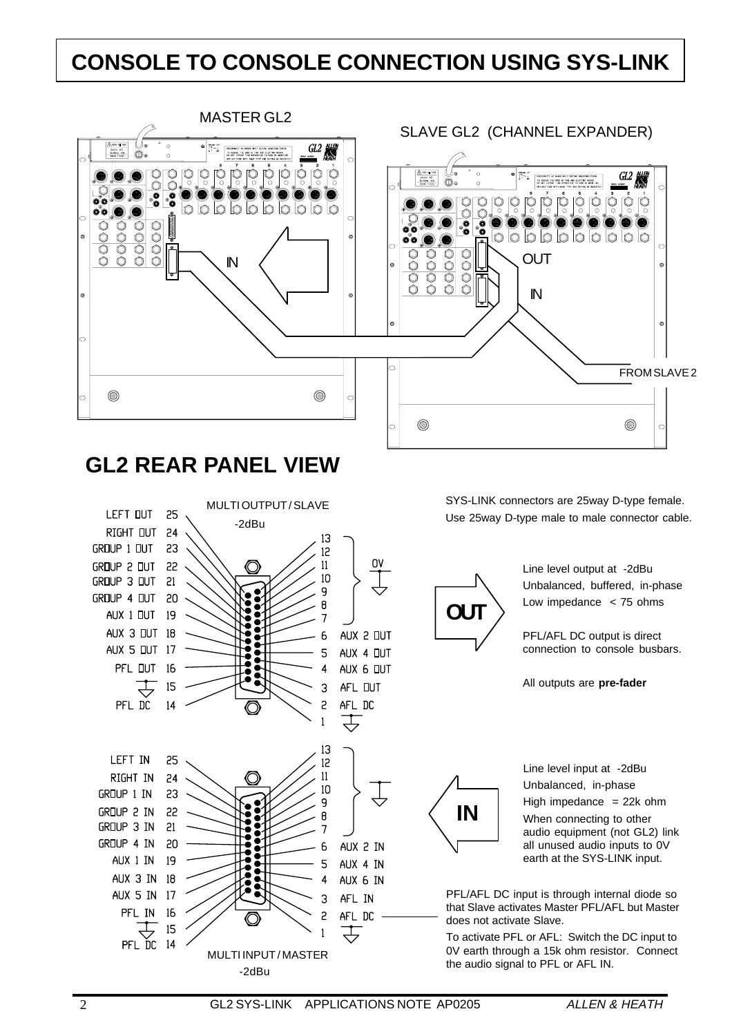# CONSOLE TO CONSOLE CONNECTION USING SYS-LINK

MASTER GL2

SLAVE GL2 (CHANNEL EXPANDER)

IN

OUT

IN

FROM SLAVE 2

## GL2 REAR PANEL VIEW

MULTI OUTPUT / SLAVE

-2dBu

| Pin | Signal | Pin | Signal |
|---|---|---|---|
| 25 | LEFT OUT | 13 | 0V |
| 24 | RIGHT OUT | 12 | 0V |
| 23 | GROUP 1 OUT | 11 | 0V |
| 22 | GROUP 2 OUT | 10 | 0V |
| 21 | GROUP 3 OUT | 9 | 0V |
| 20 | GROUP 4 OUT | 8 | 0V |
| 19 | AUX 1 OUT | 7 | 0V |
| 18 | AUX 3 OUT | 6 | AUX 2 OUT |
| 17 | AUX 5 OUT | 5 | AUX 4 OUT |
| 16 | PFL OUT | 4 | AUX 6 OUT |
| 15 | 0V (earth) | 3 | AFL OUT |
| 14 | PFL DC | 2 | AFL DC |
| | | 1 | 0V (earth) |

SYS-LINK connectors are 25way D-type female. Use 25way D-type male to male connector cable.

**OUT**

Line level output at -2dBu
Unbalanced, buffered, in-phase
Low impedance < 75 ohms

PFL/AFL DC output is direct connection to console busbars.

All outputs are **pre-fader**

MULTI INPUT / MASTER

-2dBu

| Pin | Signal | Pin | Signal |
|---|---|---|---|
| 25 | LEFT IN | 13 | 0V |
| 24 | RIGHT IN | 12 | 0V |
| 23 | GROUP 1 IN | 11 | 0V |
| 22 | GROUP 2 IN | 10 | 0V |
| 21 | GROUP 3 IN | 9 | 0V |
| 20 | GROUP 4 IN | 8 | 0V |
| 19 | AUX 1 IN | 7 | 0V |
| 18 | AUX 3 IN | 6 | AUX 2 IN |
| 17 | AUX 5 IN | 5 | AUX 4 IN |
| 16 | PFL IN | 4 | AUX 6 IN |
| 15 | 0V (earth) | 3 | AFL IN |
| 14 | PFL DC | 2 | AFL DC |
| | | 1 | 0V (earth) |

**IN**

Line level input at -2dBu
Unbalanced, in-phase
High impedance = 22k ohm
When connecting to other audio equipment (not GL2) link all unused audio inputs to 0V earth at the SYS-LINK input.

PFL/AFL DC input is through internal diode so that Slave activates Master PFL/AFL but Master does not activate Slave.

To activate PFL or AFL: Switch the DC input to 0V earth through a 15k ohm resistor. Connect the audio signal to PFL or AFL IN.